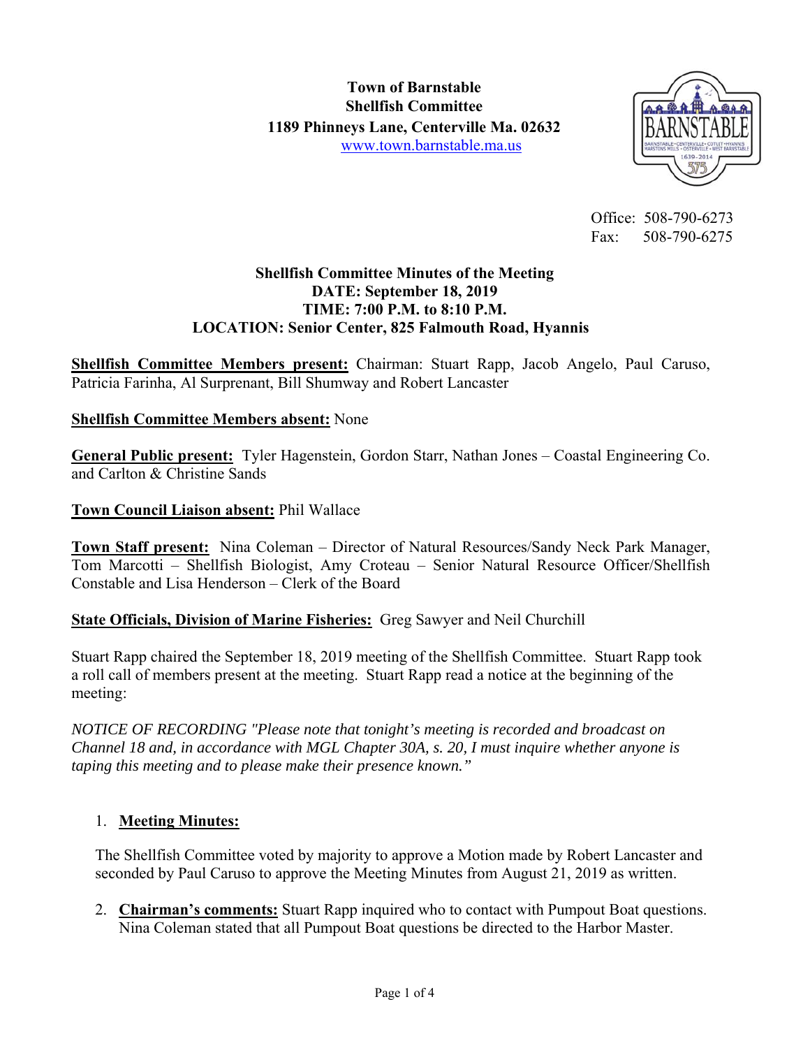**Town of Barnstable**
**Shellfish Committee**
**1189 Phinneys Lane, Centerville Ma. 02632**
www.town.barnstable.ma.us

Office: 508-790-6273
Fax: 508-790-6275

# Shellfish Committee Minutes of the Meeting
**DATE: September 18, 2019**
**TIME: 7:00 P.M. to 8:10 P.M.**
**LOCATION: Senior Center, 825 Falmouth Road, Hyannis**

**Shellfish Committee Members present:** Chairman: Stuart Rapp, Jacob Angelo, Paul Caruso, Patricia Farinha, Al Surprenant, Bill Shumway and Robert Lancaster

**Shellfish Committee Members absent:** None

**General Public present:** Tyler Hagenstein, Gordon Starr, Nathan Jones – Coastal Engineering Co. and Carlton & Christine Sands

**Town Council Liaison absent:** Phil Wallace

**Town Staff present:** Nina Coleman – Director of Natural Resources/Sandy Neck Park Manager, Tom Marcotti – Shellfish Biologist, Amy Croteau – Senior Natural Resource Officer/Shellfish Constable and Lisa Henderson – Clerk of the Board

**State Officials, Division of Marine Fisheries:** Greg Sawyer and Neil Churchill

Stuart Rapp chaired the September 18, 2019 meeting of the Shellfish Committee. Stuart Rapp took a roll call of members present at the meeting. Stuart Rapp read a notice at the beginning of the meeting:

*NOTICE OF RECORDING "Please note that tonight's meeting is recorded and broadcast on Channel 18 and, in accordance with MGL Chapter 30A, s. 20, I must inquire whether anyone is taping this meeting and to please make their presence known."*

1. **Meeting Minutes:**

   The Shellfish Committee voted by majority to approve a Motion made by Robert Lancaster and seconded by Paul Caruso to approve the Meeting Minutes from August 21, 2019 as written.

2. **Chairman's comments:** Stuart Rapp inquired who to contact with Pumpout Boat questions. Nina Coleman stated that all Pumpout Boat questions be directed to the Harbor Master.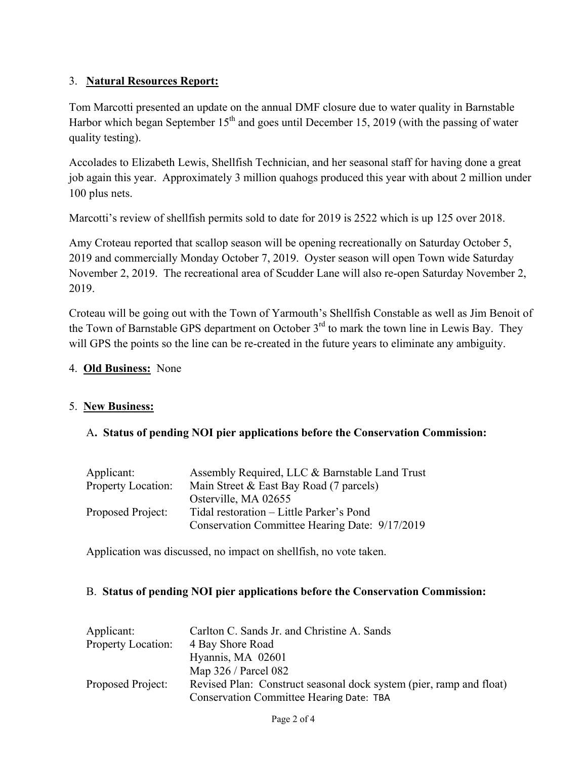3. **Natural Resources Report:**

Tom Marcotti presented an update on the annual DMF closure due to water quality in Barnstable Harbor which began September 15th and goes until December 15, 2019 (with the passing of water quality testing).

Accolades to Elizabeth Lewis, Shellfish Technician, and her seasonal staff for having done a great job again this year. Approximately 3 million quahogs produced this year with about 2 million under 100 plus nets.

Marcotti's review of shellfish permits sold to date for 2019 is 2522 which is up 125 over 2018.

Amy Croteau reported that scallop season will be opening recreationally on Saturday October 5, 2019 and commercially Monday October 7, 2019. Oyster season will open Town wide Saturday November 2, 2019. The recreational area of Scudder Lane will also re-open Saturday November 2, 2019.

Croteau will be going out with the Town of Yarmouth's Shellfish Constable as well as Jim Benoit of the Town of Barnstable GPS department on October 3rd to mark the town line in Lewis Bay. They will GPS the points so the line can be re-created in the future years to eliminate any ambiguity.

4. **Old Business:** None

5. **New Business:**

A**. Status of pending NOI pier applications before the Conservation Commission:**

| | |
|---|---|
| Applicant: | Assembly Required, LLC & Barnstable Land Trust |
| Property Location: | Main Street & East Bay Road (7 parcels) |
| | Osterville, MA 02655 |
| Proposed Project: | Tidal restoration – Little Parker's Pond |
| | Conservation Committee Hearing Date: 9/17/2019 |

Application was discussed, no impact on shellfish, no vote taken.

B. **Status of pending NOI pier applications before the Conservation Commission:**

| | |
|---|---|
| Applicant: | Carlton C. Sands Jr. and Christine A. Sands |
| Property Location: | 4 Bay Shore Road |
| | Hyannis, MA 02601 |
| | Map 326 / Parcel 082 |
| Proposed Project: | Revised Plan: Construct seasonal dock system (pier, ramp and float) |
| | Conservation Committee Hearing Date: TBA |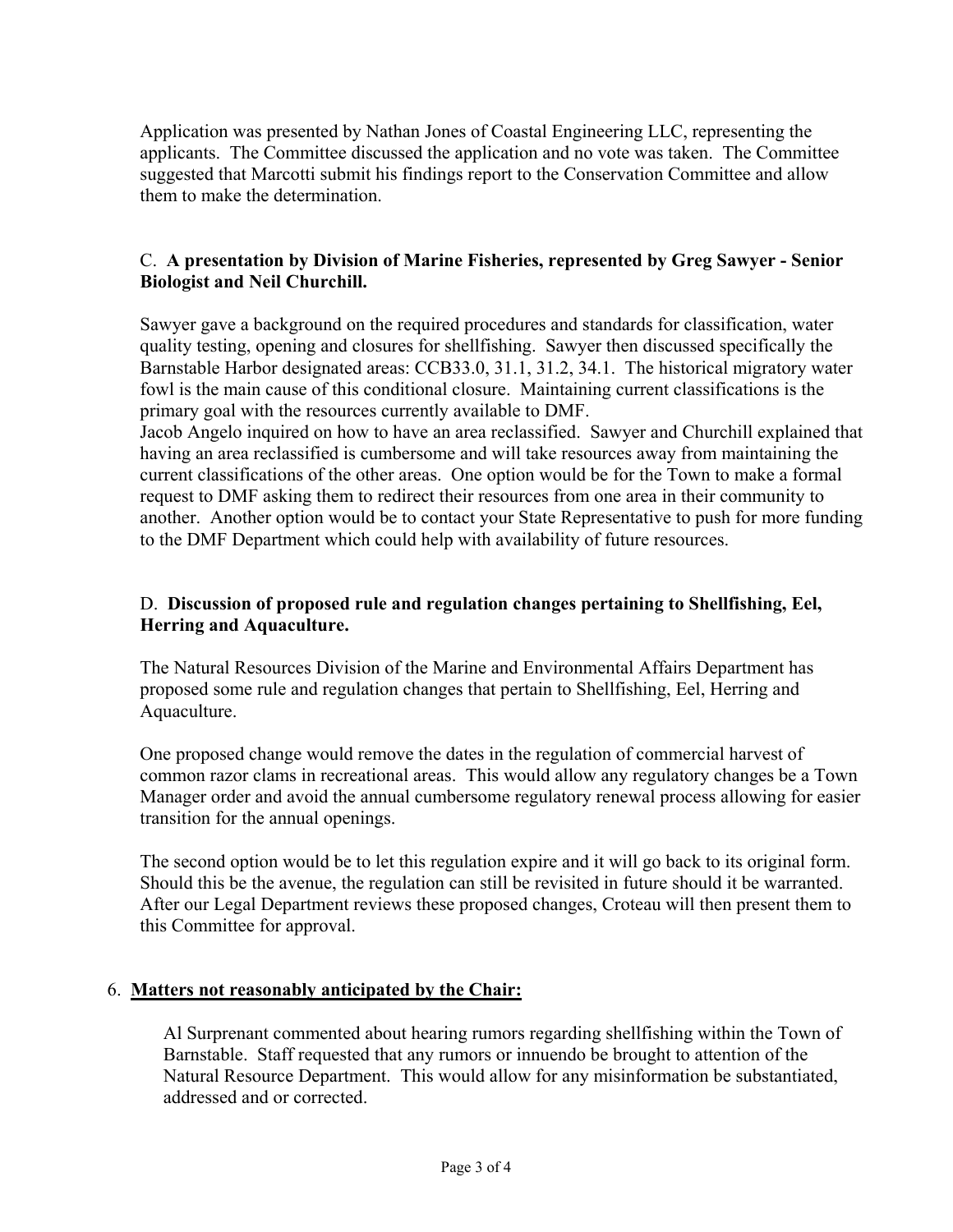Application was presented by Nathan Jones of Coastal Engineering LLC, representing the applicants. The Committee discussed the application and no vote was taken. The Committee suggested that Marcotti submit his findings report to the Conservation Committee and allow them to make the determination.

C. **A presentation by Division of Marine Fisheries, represented by Greg Sawyer - Senior Biologist and Neil Churchill.**

Sawyer gave a background on the required procedures and standards for classification, water quality testing, opening and closures for shellfishing. Sawyer then discussed specifically the Barnstable Harbor designated areas: CCB33.0, 31.1, 31.2, 34.1. The historical migratory water fowl is the main cause of this conditional closure. Maintaining current classifications is the primary goal with the resources currently available to DMF.
Jacob Angelo inquired on how to have an area reclassified. Sawyer and Churchill explained that having an area reclassified is cumbersome and will take resources away from maintaining the current classifications of the other areas. One option would be for the Town to make a formal request to DMF asking them to redirect their resources from one area in their community to another. Another option would be to contact your State Representative to push for more funding to the DMF Department which could help with availability of future resources.

D. **Discussion of proposed rule and regulation changes pertaining to Shellfishing, Eel, Herring and Aquaculture.**

The Natural Resources Division of the Marine and Environmental Affairs Department has proposed some rule and regulation changes that pertain to Shellfishing, Eel, Herring and Aquaculture.

One proposed change would remove the dates in the regulation of commercial harvest of common razor clams in recreational areas. This would allow any regulatory changes be a Town Manager order and avoid the annual cumbersome regulatory renewal process allowing for easier transition for the annual openings.

The second option would be to let this regulation expire and it will go back to its original form. Should this be the avenue, the regulation can still be revisited in future should it be warranted. After our Legal Department reviews these proposed changes, Croteau will then present them to this Committee for approval.

6. **Matters not reasonably anticipated by the Chair:**

Al Surprenant commented about hearing rumors regarding shellfishing within the Town of Barnstable. Staff requested that any rumors or innuendo be brought to attention of the Natural Resource Department. This would allow for any misinformation be substantiated, addressed and or corrected.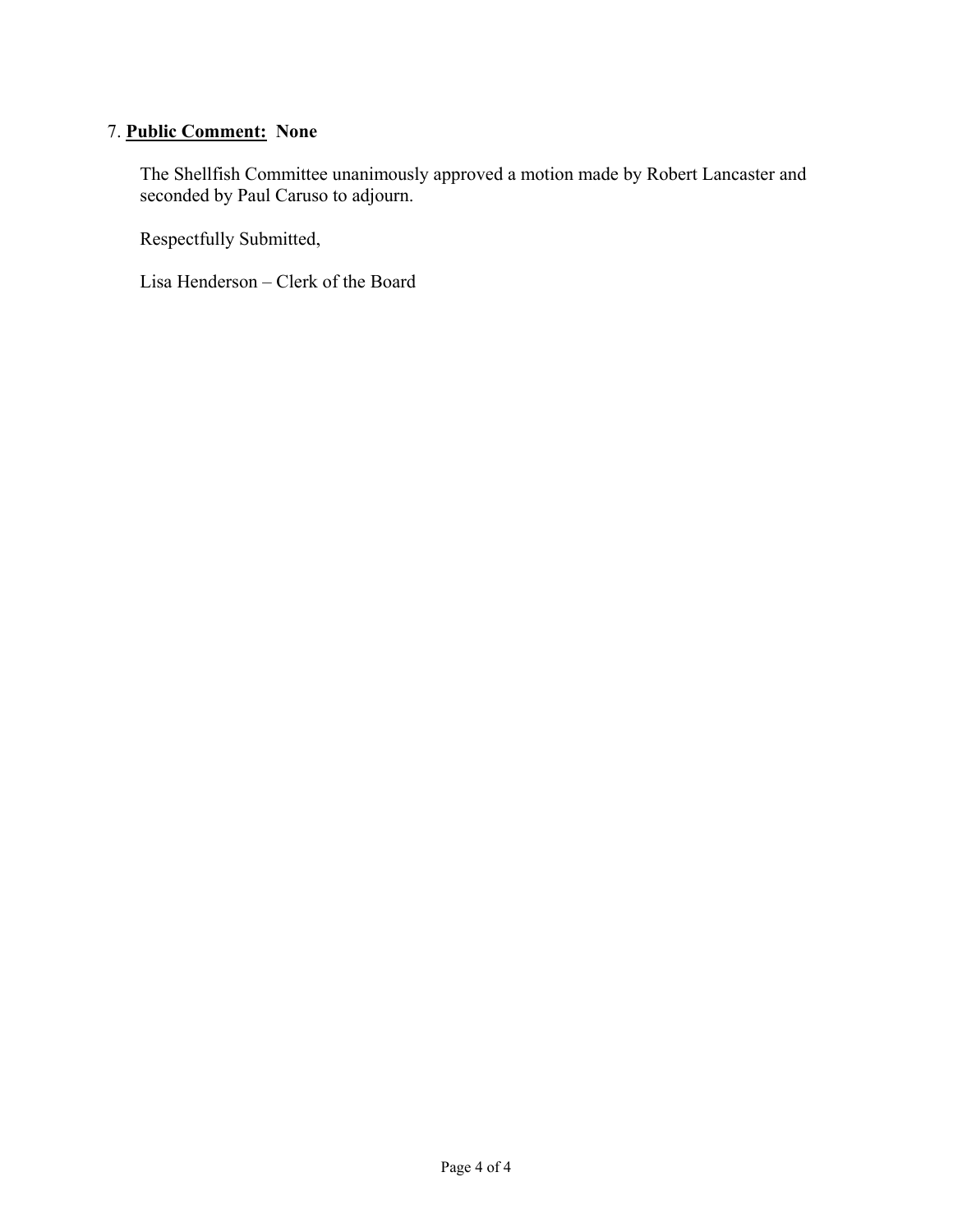7. **<u>Public Comment:</u> None**

The Shellfish Committee unanimously approved a motion made by Robert Lancaster and seconded by Paul Caruso to adjourn.

Respectfully Submitted,

Lisa Henderson – Clerk of the Board